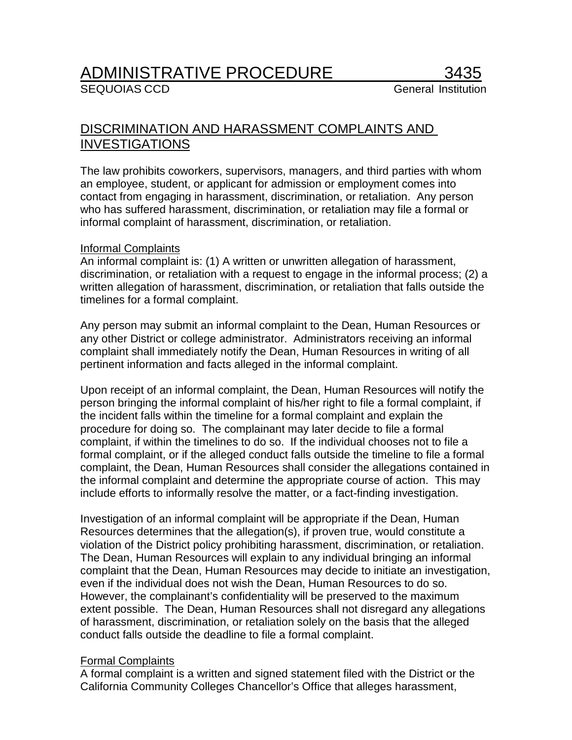# ADMINISTRATIVE PROCEDURE 3435

SEQUOIAS CCD General Institution

## DISCRIMINATION AND HARASSMENT COMPLAINTS AND INVESTIGATIONS

The law prohibits coworkers, supervisors, managers, and third parties with whom an employee, student, or applicant for admission or employment comes into contact from engaging in harassment, discrimination, or retaliation. Any person who has suffered harassment, discrimination, or retaliation may file a formal or informal complaint of harassment, discrimination, or retaliation.

### Informal Complaints

An informal complaint is: (1) A written or unwritten allegation of harassment, discrimination, or retaliation with a request to engage in the informal process; (2) a written allegation of harassment, discrimination, or retaliation that falls outside the timelines for a formal complaint.

Any person may submit an informal complaint to the Dean, Human Resources or any other District or college administrator. Administrators receiving an informal complaint shall immediately notify the Dean, Human Resources in writing of all pertinent information and facts alleged in the informal complaint.

Upon receipt of an informal complaint, the Dean, Human Resources will notify the person bringing the informal complaint of his/her right to file a formal complaint, if the incident falls within the timeline for a formal complaint and explain the procedure for doing so. The complainant may later decide to file a formal complaint, if within the timelines to do so. If the individual chooses not to file a formal complaint, or if the alleged conduct falls outside the timeline to file a formal complaint, the Dean, Human Resources shall consider the allegations contained in the informal complaint and determine the appropriate course of action. This may include efforts to informally resolve the matter, or a fact-finding investigation.

Investigation of an informal complaint will be appropriate if the Dean, Human Resources determines that the allegation(s), if proven true, would constitute a violation of the District policy prohibiting harassment, discrimination, or retaliation. The Dean, Human Resources will explain to any individual bringing an informal complaint that the Dean, Human Resources may decide to initiate an investigation, even if the individual does not wish the Dean, Human Resources to do so. However, the complainant's confidentiality will be preserved to the maximum extent possible. The Dean, Human Resources shall not disregard any allegations of harassment, discrimination, or retaliation solely on the basis that the alleged conduct falls outside the deadline to file a formal complaint.

### Formal Complaints

A formal complaint is a written and signed statement filed with the District or the California Community Colleges Chancellor's Office that alleges harassment,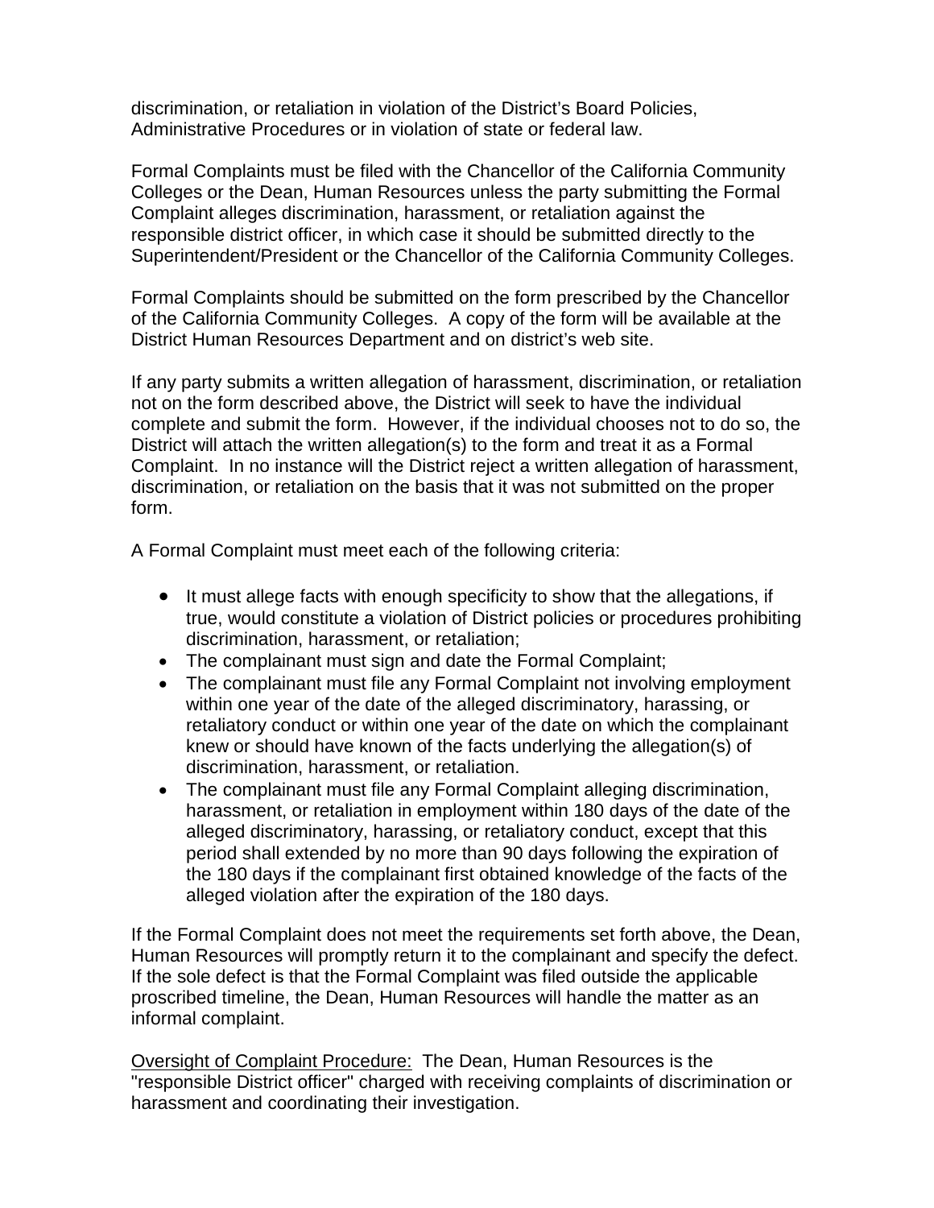discrimination, or retaliation in violation of the District's Board Policies, Administrative Procedures or in violation of state or federal law.

Formal Complaints must be filed with the Chancellor of the California Community Colleges or the Dean, Human Resources unless the party submitting the Formal Complaint alleges discrimination, harassment, or retaliation against the responsible district officer, in which case it should be submitted directly to the Superintendent/President or the Chancellor of the California Community Colleges.

Formal Complaints should be submitted on the form prescribed by the Chancellor of the California Community Colleges. A copy of the form will be available at the District Human Resources Department and on district's web site.

If any party submits a written allegation of harassment, discrimination, or retaliation not on the form described above, the District will seek to have the individual complete and submit the form. However, if the individual chooses not to do so, the District will attach the written allegation(s) to the form and treat it as a Formal Complaint. In no instance will the District reject a written allegation of harassment, discrimination, or retaliation on the basis that it was not submitted on the proper form.

A Formal Complaint must meet each of the following criteria:

- It must allege facts with enough specificity to show that the allegations, if true, would constitute a violation of District policies or procedures prohibiting discrimination, harassment, or retaliation;
- The complainant must sign and date the Formal Complaint;
- The complainant must file any Formal Complaint not involving employment within one year of the date of the alleged discriminatory, harassing, or retaliatory conduct or within one year of the date on which the complainant knew or should have known of the facts underlying the allegation(s) of discrimination, harassment, or retaliation.
- The complainant must file any Formal Complaint alleging discrimination, harassment, or retaliation in employment within 180 days of the date of the alleged discriminatory, harassing, or retaliatory conduct, except that this period shall extended by no more than 90 days following the expiration of the 180 days if the complainant first obtained knowledge of the facts of the alleged violation after the expiration of the 180 days.

If the Formal Complaint does not meet the requirements set forth above, the Dean, Human Resources will promptly return it to the complainant and specify the defect. If the sole defect is that the Formal Complaint was filed outside the applicable proscribed timeline, the Dean, Human Resources will handle the matter as an informal complaint.

<u>Oversight of Complaint Procedure:</u> The Dean, Human Resources is the "responsible District officer" charged with receiving complaints of discrimination or harassment and coordinating their investigation.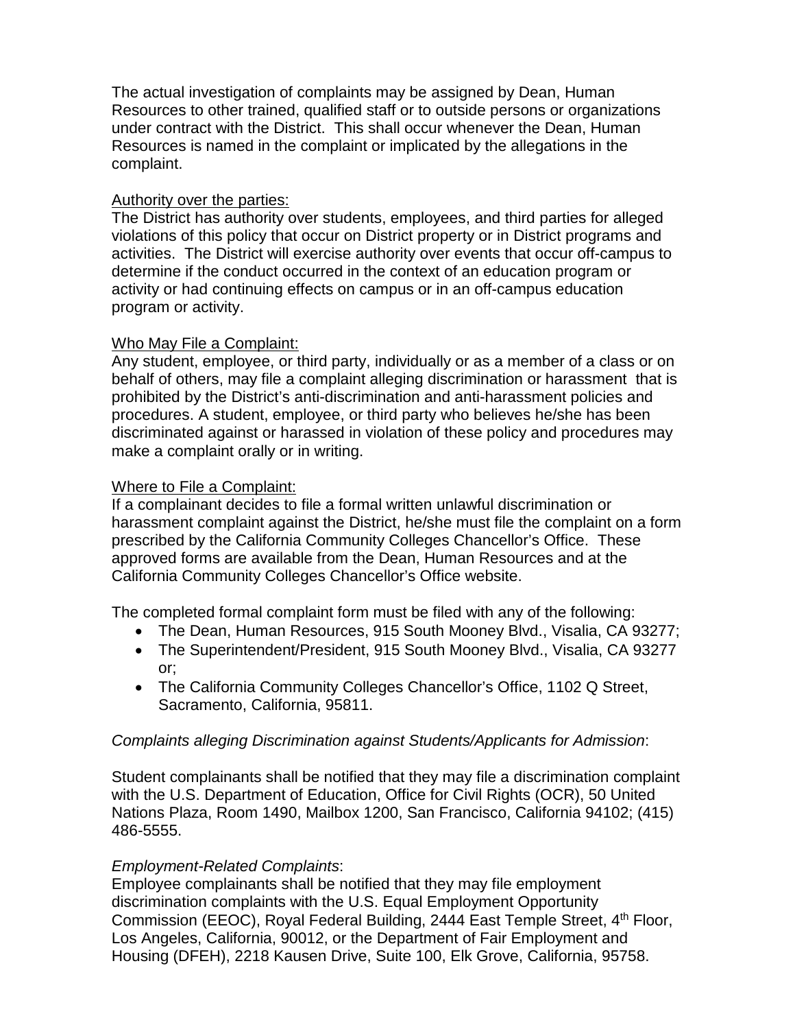The actual investigation of complaints may be assigned by Dean, Human Resources to other trained, qualified staff or to outside persons or organizations under contract with the District. This shall occur whenever the Dean, Human Resources is named in the complaint or implicated by the allegations in the complaint.

<u>Authority over the parties:</u>
The District has authority over students, employees, and third parties for alleged violations of this policy that occur on District property or in District programs and activities. The District will exercise authority over events that occur off-campus to determine if the conduct occurred in the context of an education program or activity or had continuing effects on campus or in an off-campus education program or activity.

<u>Who May File a Complaint:</u>
Any student, employee, or third party, individually or as a member of a class or on behalf of others, may file a complaint alleging discrimination or harassment that is prohibited by the District's anti-discrimination and anti-harassment policies and procedures. A student, employee, or third party who believes he/she has been discriminated against or harassed in violation of these policy and procedures may make a complaint orally or in writing.

<u>Where to File a Complaint:</u>
If a complainant decides to file a formal written unlawful discrimination or harassment complaint against the District, he/she must file the complaint on a form prescribed by the California Community Colleges Chancellor's Office. These approved forms are available from the Dean, Human Resources and at the California Community Colleges Chancellor's Office website.

The completed formal complaint form must be filed with any of the following:

- The Dean, Human Resources, 915 South Mooney Blvd., Visalia, CA 93277;
- The Superintendent/President, 915 South Mooney Blvd., Visalia, CA 93277 or;
- The California Community Colleges Chancellor's Office, 1102 Q Street, Sacramento, California, 95811.

*Complaints alleging Discrimination against Students/Applicants for Admission*:

Student complainants shall be notified that they may file a discrimination complaint with the U.S. Department of Education, Office for Civil Rights (OCR), 50 United Nations Plaza, Room 1490, Mailbox 1200, San Francisco, California 94102; (415) 486-5555.

*Employment-Related Complaints*:
Employee complainants shall be notified that they may file employment discrimination complaints with the U.S. Equal Employment Opportunity Commission (EEOC), Royal Federal Building, 2444 East Temple Street, 4th Floor, Los Angeles, California, 90012, or the Department of Fair Employment and Housing (DFEH), 2218 Kausen Drive, Suite 100, Elk Grove, California, 95758.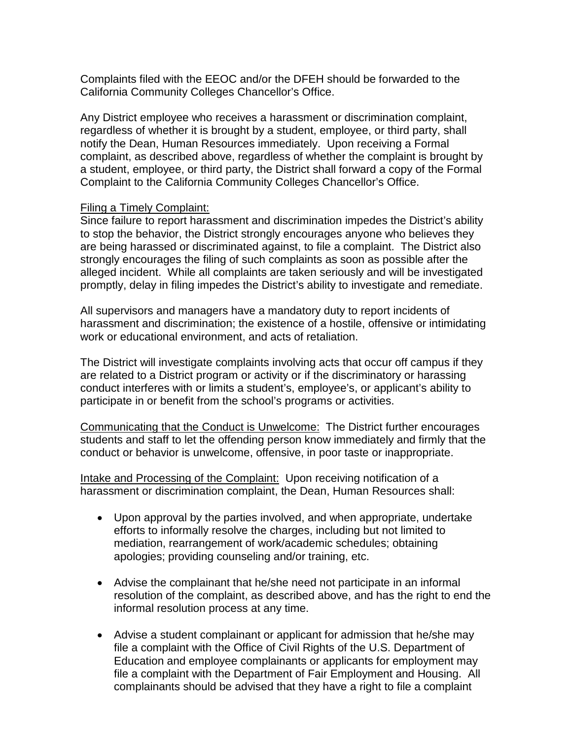Complaints filed with the EEOC and/or the DFEH should be forwarded to the California Community Colleges Chancellor's Office.

Any District employee who receives a harassment or discrimination complaint, regardless of whether it is brought by a student, employee, or third party, shall notify the Dean, Human Resources immediately. Upon receiving a Formal complaint, as described above, regardless of whether the complaint is brought by a student, employee, or third party, the District shall forward a copy of the Formal Complaint to the California Community Colleges Chancellor's Office.

<u>Filing a Timely Complaint:</u>
Since failure to report harassment and discrimination impedes the District's ability to stop the behavior, the District strongly encourages anyone who believes they are being harassed or discriminated against, to file a complaint. The District also strongly encourages the filing of such complaints as soon as possible after the alleged incident. While all complaints are taken seriously and will be investigated promptly, delay in filing impedes the District's ability to investigate and remediate.

All supervisors and managers have a mandatory duty to report incidents of harassment and discrimination; the existence of a hostile, offensive or intimidating work or educational environment, and acts of retaliation.

The District will investigate complaints involving acts that occur off campus if they are related to a District program or activity or if the discriminatory or harassing conduct interferes with or limits a student's, employee's, or applicant's ability to participate in or benefit from the school's programs or activities.

<u>Communicating that the Conduct is Unwelcome:</u> The District further encourages students and staff to let the offending person know immediately and firmly that the conduct or behavior is unwelcome, offensive, in poor taste or inappropriate.

<u>Intake and Processing of the Complaint:</u> Upon receiving notification of a harassment or discrimination complaint, the Dean, Human Resources shall:

- Upon approval by the parties involved, and when appropriate, undertake efforts to informally resolve the charges, including but not limited to mediation, rearrangement of work/academic schedules; obtaining apologies; providing counseling and/or training, etc.

- Advise the complainant that he/she need not participate in an informal resolution of the complaint, as described above, and has the right to end the informal resolution process at any time.

- Advise a student complainant or applicant for admission that he/she may file a complaint with the Office of Civil Rights of the U.S. Department of Education and employee complainants or applicants for employment may file a complaint with the Department of Fair Employment and Housing. All complainants should be advised that they have a right to file a complaint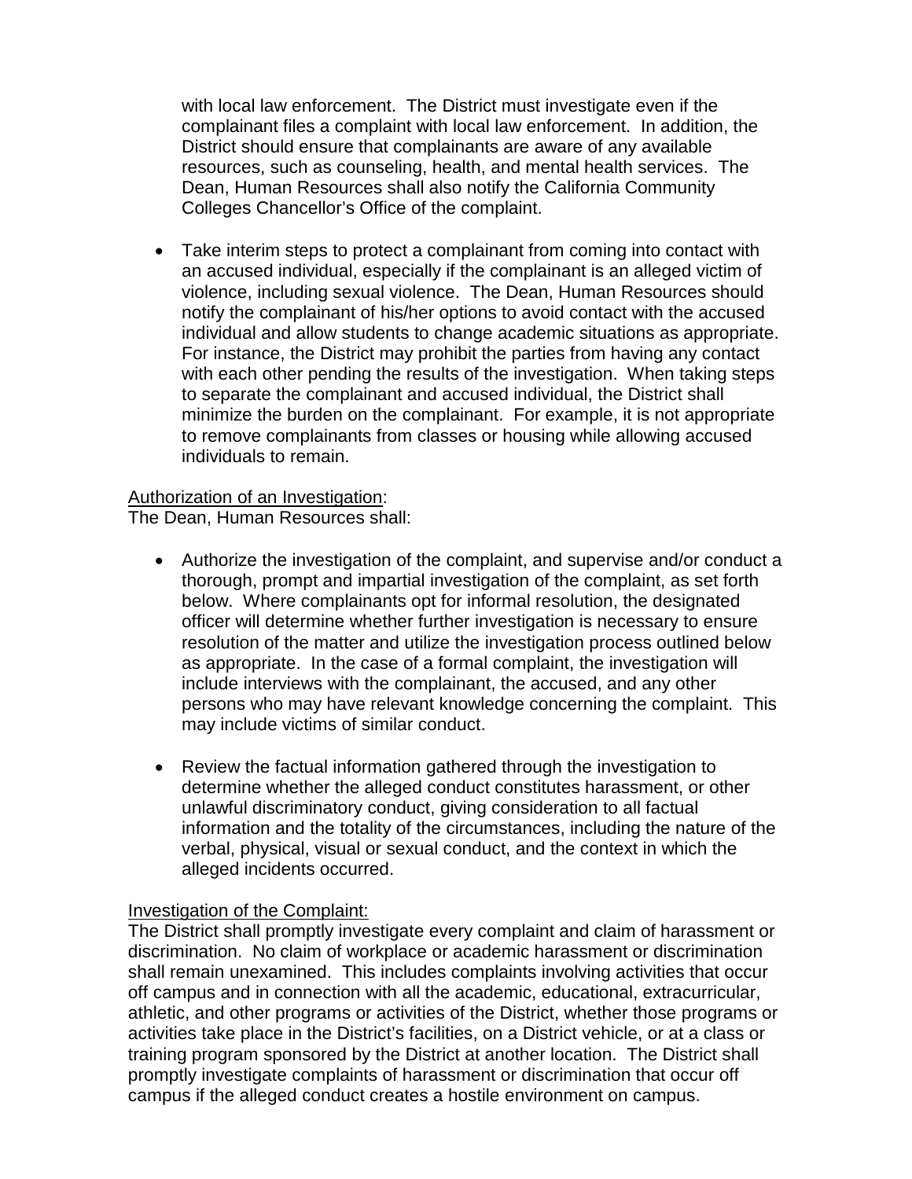with local law enforcement. The District must investigate even if the complainant files a complaint with local law enforcement. In addition, the District should ensure that complainants are aware of any available resources, such as counseling, health, and mental health services. The Dean, Human Resources shall also notify the California Community Colleges Chancellor's Office of the complaint.

- Take interim steps to protect a complainant from coming into contact with an accused individual, especially if the complainant is an alleged victim of violence, including sexual violence. The Dean, Human Resources should notify the complainant of his/her options to avoid contact with the accused individual and allow students to change academic situations as appropriate. For instance, the District may prohibit the parties from having any contact with each other pending the results of the investigation. When taking steps to separate the complainant and accused individual, the District shall minimize the burden on the complainant. For example, it is not appropriate to remove complainants from classes or housing while allowing accused individuals to remain.

<u>Authorization of an Investigation</u>:
The Dean, Human Resources shall:

- Authorize the investigation of the complaint, and supervise and/or conduct a thorough, prompt and impartial investigation of the complaint, as set forth below. Where complainants opt for informal resolution, the designated officer will determine whether further investigation is necessary to ensure resolution of the matter and utilize the investigation process outlined below as appropriate. In the case of a formal complaint, the investigation will include interviews with the complainant, the accused, and any other persons who may have relevant knowledge concerning the complaint. This may include victims of similar conduct.

- Review the factual information gathered through the investigation to determine whether the alleged conduct constitutes harassment, or other unlawful discriminatory conduct, giving consideration to all factual information and the totality of the circumstances, including the nature of the verbal, physical, visual or sexual conduct, and the context in which the alleged incidents occurred.

<u>Investigation of the Complaint:</u>
The District shall promptly investigate every complaint and claim of harassment or discrimination. No claim of workplace or academic harassment or discrimination shall remain unexamined. This includes complaints involving activities that occur off campus and in connection with all the academic, educational, extracurricular, athletic, and other programs or activities of the District, whether those programs or activities take place in the District's facilities, on a District vehicle, or at a class or training program sponsored by the District at another location. The District shall promptly investigate complaints of harassment or discrimination that occur off campus if the alleged conduct creates a hostile environment on campus.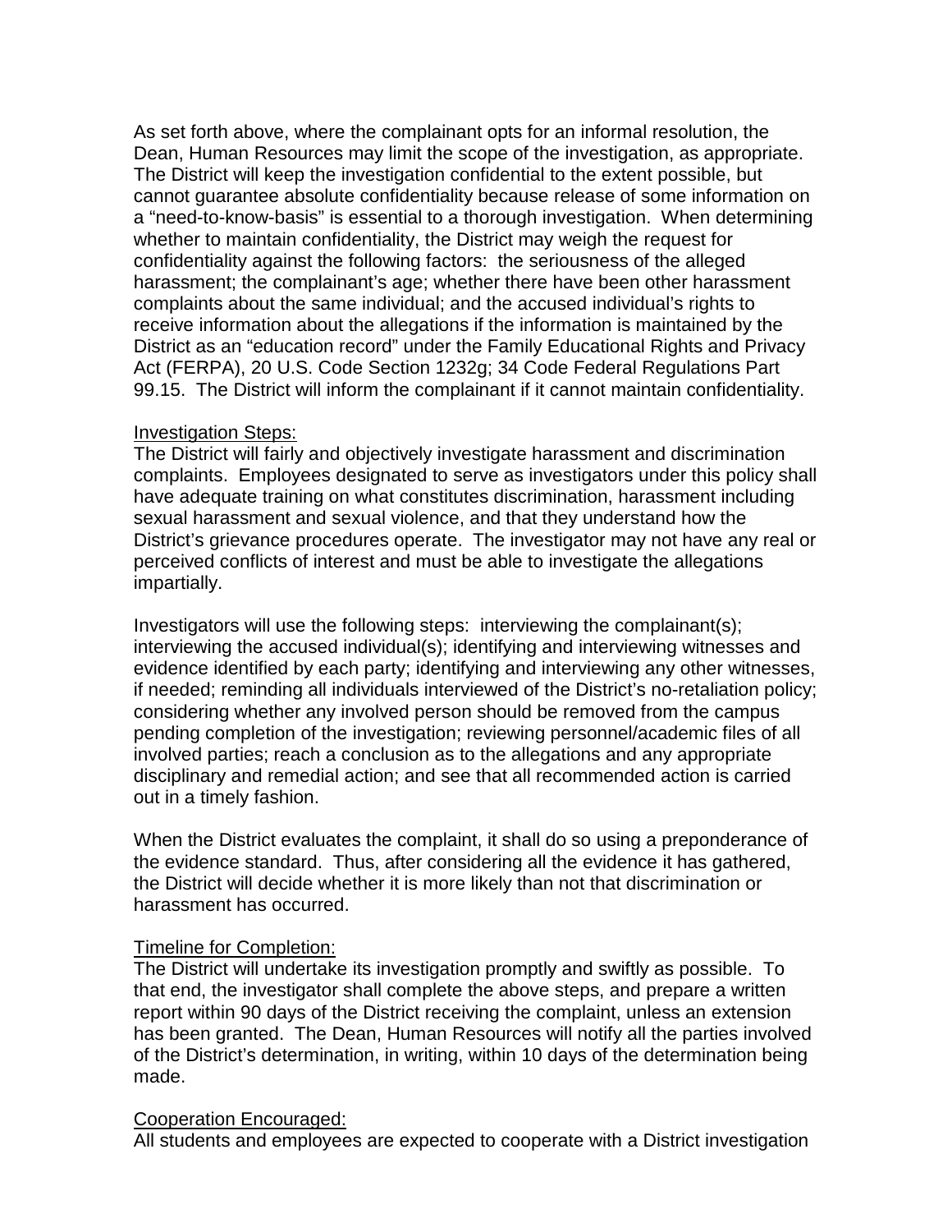As set forth above, where the complainant opts for an informal resolution, the Dean, Human Resources may limit the scope of the investigation, as appropriate. The District will keep the investigation confidential to the extent possible, but cannot guarantee absolute confidentiality because release of some information on a "need-to-know-basis" is essential to a thorough investigation. When determining whether to maintain confidentiality, the District may weigh the request for confidentiality against the following factors: the seriousness of the alleged harassment; the complainant's age; whether there have been other harassment complaints about the same individual; and the accused individual's rights to receive information about the allegations if the information is maintained by the District as an "education record" under the Family Educational Rights and Privacy Act (FERPA), 20 U.S. Code Section 1232g; 34 Code Federal Regulations Part 99.15. The District will inform the complainant if it cannot maintain confidentiality.

<u>Investigation Steps:</u>
The District will fairly and objectively investigate harassment and discrimination complaints. Employees designated to serve as investigators under this policy shall have adequate training on what constitutes discrimination, harassment including sexual harassment and sexual violence, and that they understand how the District's grievance procedures operate. The investigator may not have any real or perceived conflicts of interest and must be able to investigate the allegations impartially.

Investigators will use the following steps: interviewing the complainant(s); interviewing the accused individual(s); identifying and interviewing witnesses and evidence identified by each party; identifying and interviewing any other witnesses, if needed; reminding all individuals interviewed of the District's no-retaliation policy; considering whether any involved person should be removed from the campus pending completion of the investigation; reviewing personnel/academic files of all involved parties; reach a conclusion as to the allegations and any appropriate disciplinary and remedial action; and see that all recommended action is carried out in a timely fashion.

When the District evaluates the complaint, it shall do so using a preponderance of the evidence standard. Thus, after considering all the evidence it has gathered, the District will decide whether it is more likely than not that discrimination or harassment has occurred.

<u>Timeline for Completion:</u>
The District will undertake its investigation promptly and swiftly as possible. To that end, the investigator shall complete the above steps, and prepare a written report within 90 days of the District receiving the complaint, unless an extension has been granted. The Dean, Human Resources will notify all the parties involved of the District's determination, in writing, within 10 days of the determination being made.

<u>Cooperation Encouraged:</u>
All students and employees are expected to cooperate with a District investigation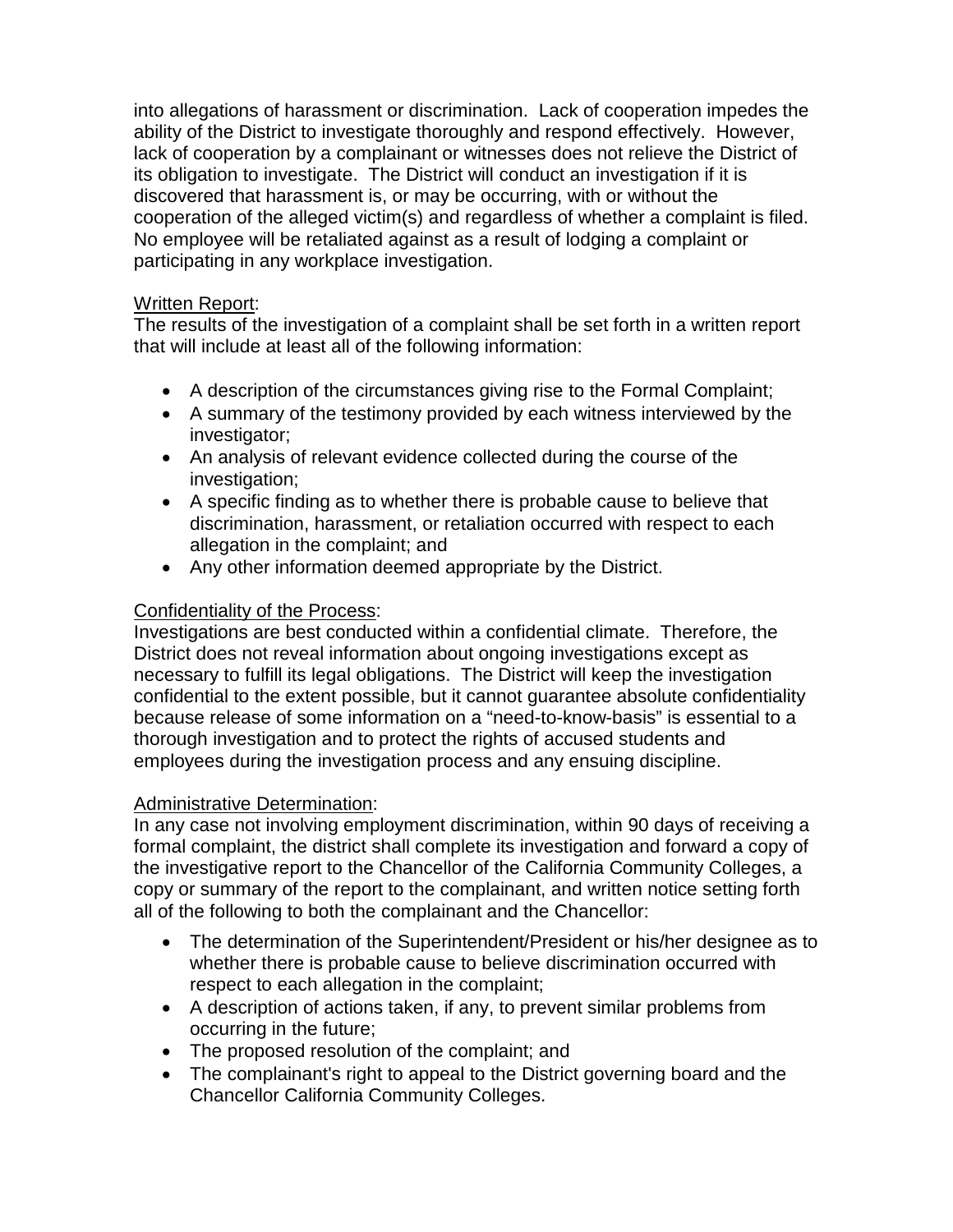into allegations of harassment or discrimination. Lack of cooperation impedes the ability of the District to investigate thoroughly and respond effectively. However, lack of cooperation by a complainant or witnesses does not relieve the District of its obligation to investigate. The District will conduct an investigation if it is discovered that harassment is, or may be occurring, with or without the cooperation of the alleged victim(s) and regardless of whether a complaint is filed. No employee will be retaliated against as a result of lodging a complaint or participating in any workplace investigation.

Written Report:
The results of the investigation of a complaint shall be set forth in a written report that will include at least all of the following information:

- A description of the circumstances giving rise to the Formal Complaint;
- A summary of the testimony provided by each witness interviewed by the investigator;
- An analysis of relevant evidence collected during the course of the investigation;
- A specific finding as to whether there is probable cause to believe that discrimination, harassment, or retaliation occurred with respect to each allegation in the complaint; and
- Any other information deemed appropriate by the District.

Confidentiality of the Process:
Investigations are best conducted within a confidential climate. Therefore, the District does not reveal information about ongoing investigations except as necessary to fulfill its legal obligations. The District will keep the investigation confidential to the extent possible, but it cannot guarantee absolute confidentiality because release of some information on a "need-to-know-basis" is essential to a thorough investigation and to protect the rights of accused students and employees during the investigation process and any ensuing discipline.

Administrative Determination:
In any case not involving employment discrimination, within 90 days of receiving a formal complaint, the district shall complete its investigation and forward a copy of the investigative report to the Chancellor of the California Community Colleges, a copy or summary of the report to the complainant, and written notice setting forth all of the following to both the complainant and the Chancellor:

- The determination of the Superintendent/President or his/her designee as to whether there is probable cause to believe discrimination occurred with respect to each allegation in the complaint;
- A description of actions taken, if any, to prevent similar problems from occurring in the future;
- The proposed resolution of the complaint; and
- The complainant's right to appeal to the District governing board and the Chancellor California Community Colleges.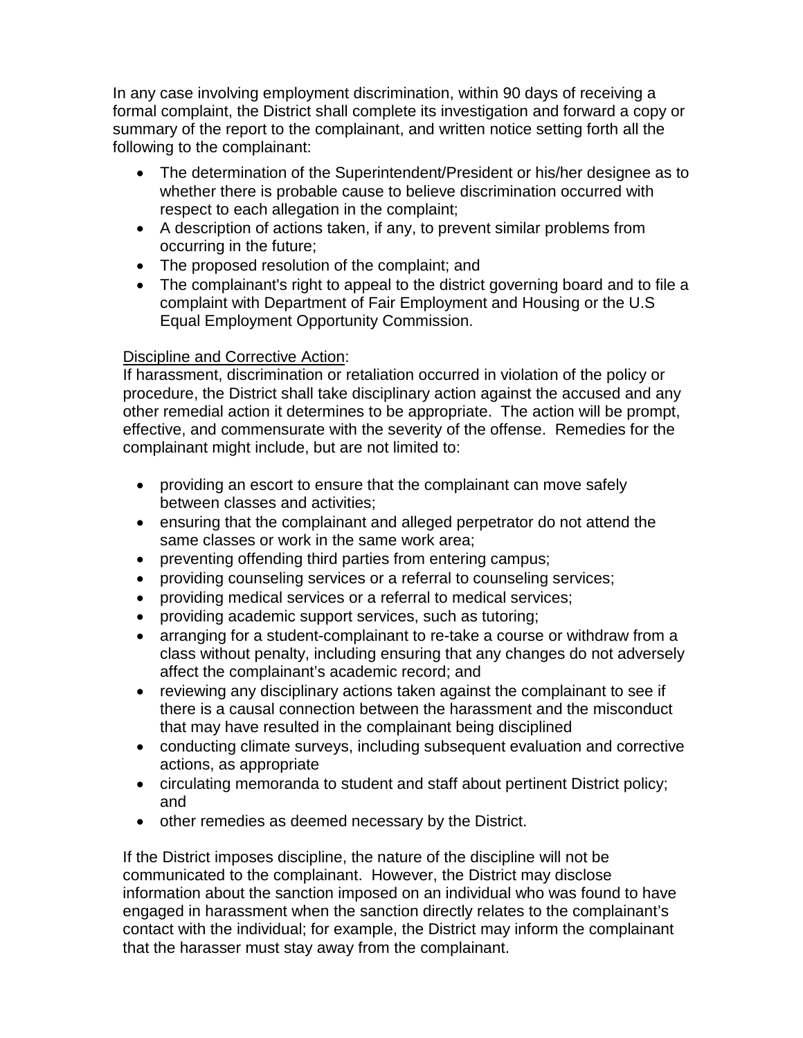In any case involving employment discrimination, within 90 days of receiving a formal complaint, the District shall complete its investigation and forward a copy or summary of the report to the complainant, and written notice setting forth all the following to the complainant:

- The determination of the Superintendent/President or his/her designee as to whether there is probable cause to believe discrimination occurred with respect to each allegation in the complaint;
- A description of actions taken, if any, to prevent similar problems from occurring in the future;
- The proposed resolution of the complaint; and
- The complainant's right to appeal to the district governing board and to file a complaint with Department of Fair Employment and Housing or the U.S Equal Employment Opportunity Commission.

<u>Discipline and Corrective Action</u>:

If harassment, discrimination or retaliation occurred in violation of the policy or procedure, the District shall take disciplinary action against the accused and any other remedial action it determines to be appropriate. The action will be prompt, effective, and commensurate with the severity of the offense. Remedies for the complainant might include, but are not limited to:

- providing an escort to ensure that the complainant can move safely between classes and activities;
- ensuring that the complainant and alleged perpetrator do not attend the same classes or work in the same work area;
- preventing offending third parties from entering campus;
- providing counseling services or a referral to counseling services;
- providing medical services or a referral to medical services;
- providing academic support services, such as tutoring;
- arranging for a student-complainant to re-take a course or withdraw from a class without penalty, including ensuring that any changes do not adversely affect the complainant's academic record; and
- reviewing any disciplinary actions taken against the complainant to see if there is a causal connection between the harassment and the misconduct that may have resulted in the complainant being disciplined
- conducting climate surveys, including subsequent evaluation and corrective actions, as appropriate
- circulating memoranda to student and staff about pertinent District policy; and
- other remedies as deemed necessary by the District.

If the District imposes discipline, the nature of the discipline will not be communicated to the complainant. However, the District may disclose information about the sanction imposed on an individual who was found to have engaged in harassment when the sanction directly relates to the complainant's contact with the individual; for example, the District may inform the complainant that the harasser must stay away from the complainant.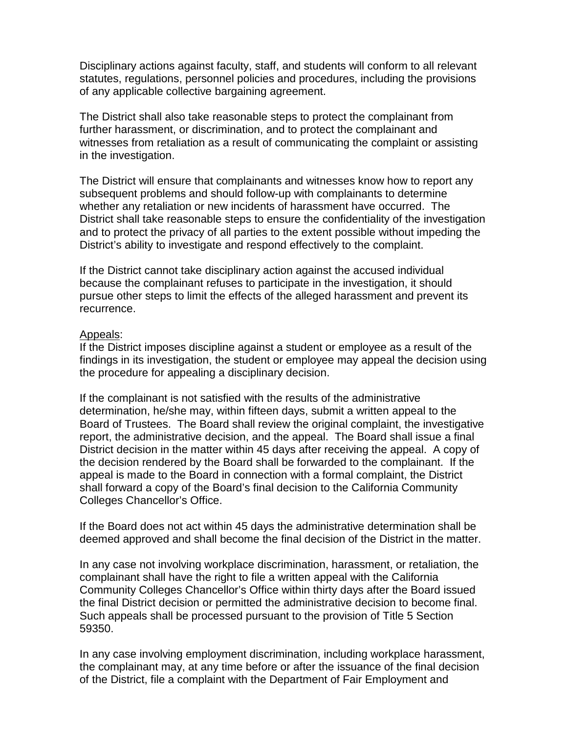Disciplinary actions against faculty, staff, and students will conform to all relevant statutes, regulations, personnel policies and procedures, including the provisions of any applicable collective bargaining agreement.

The District shall also take reasonable steps to protect the complainant from further harassment, or discrimination, and to protect the complainant and witnesses from retaliation as a result of communicating the complaint or assisting in the investigation.

The District will ensure that complainants and witnesses know how to report any subsequent problems and should follow-up with complainants to determine whether any retaliation or new incidents of harassment have occurred. The District shall take reasonable steps to ensure the confidentiality of the investigation and to protect the privacy of all parties to the extent possible without impeding the District's ability to investigate and respond effectively to the complaint.

If the District cannot take disciplinary action against the accused individual because the complainant refuses to participate in the investigation, it should pursue other steps to limit the effects of the alleged harassment and prevent its recurrence.

Appeals:
If the District imposes discipline against a student or employee as a result of the findings in its investigation, the student or employee may appeal the decision using the procedure for appealing a disciplinary decision.

If the complainant is not satisfied with the results of the administrative determination, he/she may, within fifteen days, submit a written appeal to the Board of Trustees. The Board shall review the original complaint, the investigative report, the administrative decision, and the appeal. The Board shall issue a final District decision in the matter within 45 days after receiving the appeal. A copy of the decision rendered by the Board shall be forwarded to the complainant. If the appeal is made to the Board in connection with a formal complaint, the District shall forward a copy of the Board's final decision to the California Community Colleges Chancellor's Office.

If the Board does not act within 45 days the administrative determination shall be deemed approved and shall become the final decision of the District in the matter.

In any case not involving workplace discrimination, harassment, or retaliation, the complainant shall have the right to file a written appeal with the California Community Colleges Chancellor's Office within thirty days after the Board issued the final District decision or permitted the administrative decision to become final. Such appeals shall be processed pursuant to the provision of Title 5 Section 59350.

In any case involving employment discrimination, including workplace harassment, the complainant may, at any time before or after the issuance of the final decision of the District, file a complaint with the Department of Fair Employment and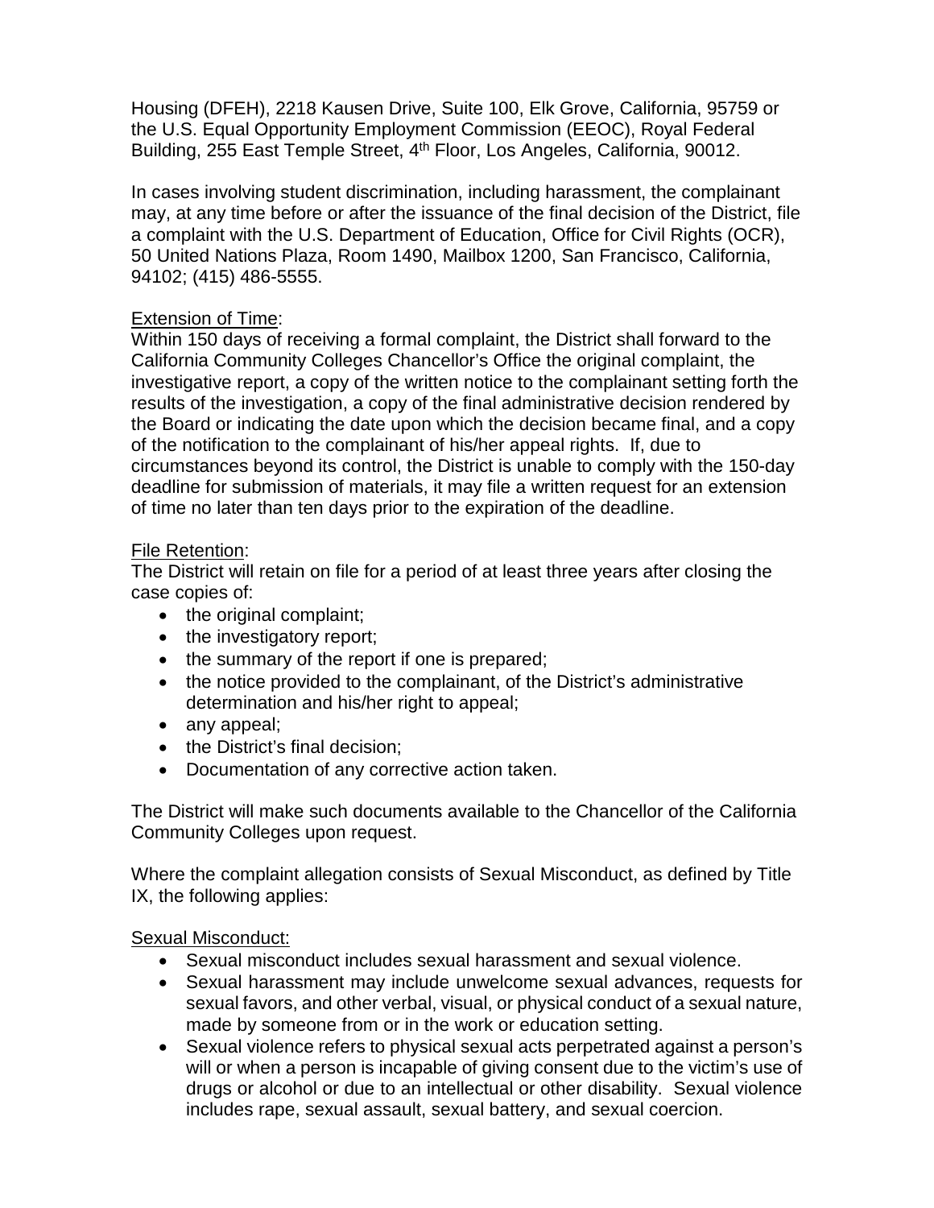Housing (DFEH), 2218 Kausen Drive, Suite 100, Elk Grove, California, 95759 or the U.S. Equal Opportunity Employment Commission (EEOC), Royal Federal Building, 255 East Temple Street, 4th Floor, Los Angeles, California, 90012.

In cases involving student discrimination, including harassment, the complainant may, at any time before or after the issuance of the final decision of the District, file a complaint with the U.S. Department of Education, Office for Civil Rights (OCR), 50 United Nations Plaza, Room 1490, Mailbox 1200, San Francisco, California, 94102; (415) 486-5555.

Extension of Time:
Within 150 days of receiving a formal complaint, the District shall forward to the California Community Colleges Chancellor's Office the original complaint, the investigative report, a copy of the written notice to the complainant setting forth the results of the investigation, a copy of the final administrative decision rendered by the Board or indicating the date upon which the decision became final, and a copy of the notification to the complainant of his/her appeal rights. If, due to circumstances beyond its control, the District is unable to comply with the 150-day deadline for submission of materials, it may file a written request for an extension of time no later than ten days prior to the expiration of the deadline.

File Retention:
The District will retain on file for a period of at least three years after closing the case copies of:

- the original complaint;
- the investigatory report;
- the summary of the report if one is prepared;
- the notice provided to the complainant, of the District's administrative determination and his/her right to appeal;
- any appeal;
- the District's final decision;
- Documentation of any corrective action taken.

The District will make such documents available to the Chancellor of the California Community Colleges upon request.

Where the complaint allegation consists of Sexual Misconduct, as defined by Title IX, the following applies:

Sexual Misconduct:

- Sexual misconduct includes sexual harassment and sexual violence.
- Sexual harassment may include unwelcome sexual advances, requests for sexual favors, and other verbal, visual, or physical conduct of a sexual nature, made by someone from or in the work or education setting.
- Sexual violence refers to physical sexual acts perpetrated against a person's will or when a person is incapable of giving consent due to the victim's use of drugs or alcohol or due to an intellectual or other disability. Sexual violence includes rape, sexual assault, sexual battery, and sexual coercion.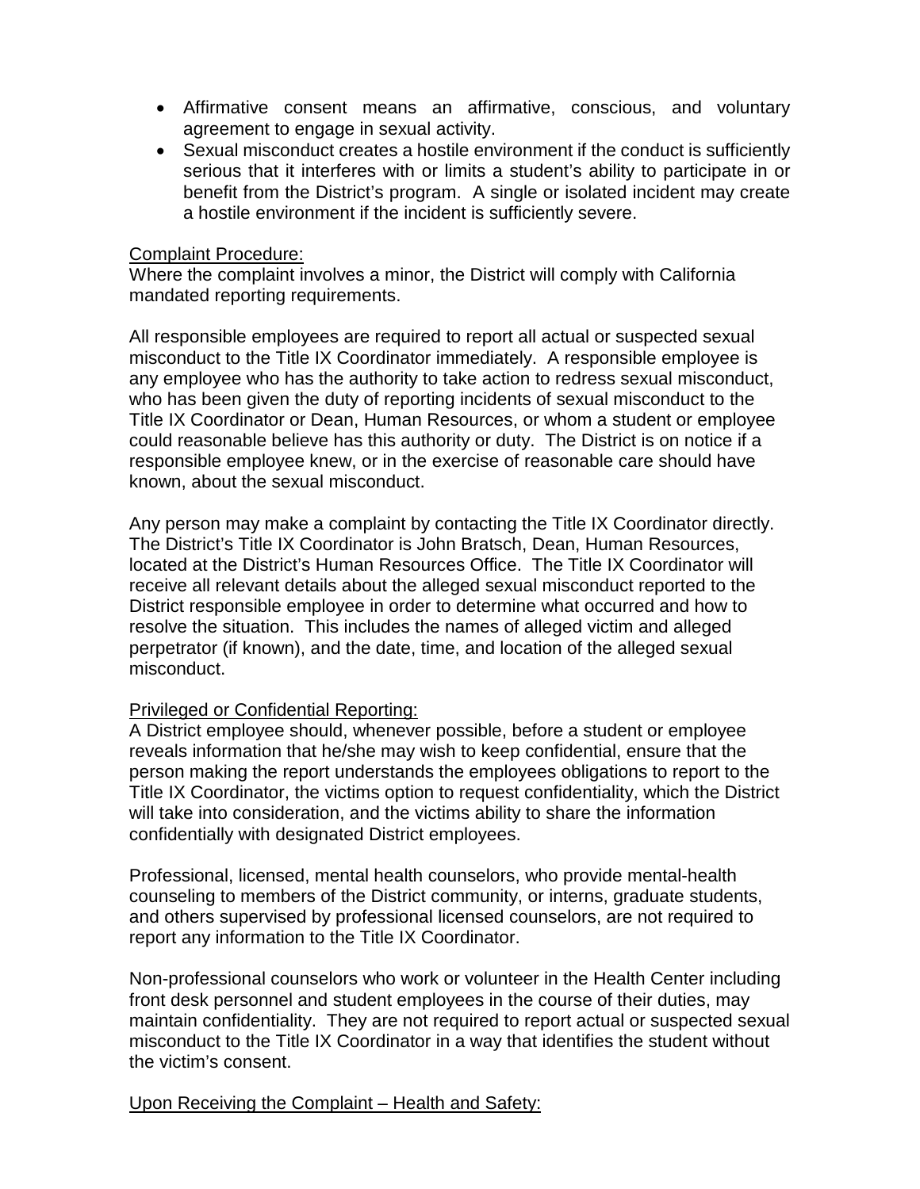- Affirmative consent means an affirmative, conscious, and voluntary agreement to engage in sexual activity.
- Sexual misconduct creates a hostile environment if the conduct is sufficiently serious that it interferes with or limits a student's ability to participate in or benefit from the District's program. A single or isolated incident may create a hostile environment if the incident is sufficiently severe.

<u>Complaint Procedure:</u>
Where the complaint involves a minor, the District will comply with California mandated reporting requirements.

All responsible employees are required to report all actual or suspected sexual misconduct to the Title IX Coordinator immediately. A responsible employee is any employee who has the authority to take action to redress sexual misconduct, who has been given the duty of reporting incidents of sexual misconduct to the Title IX Coordinator or Dean, Human Resources, or whom a student or employee could reasonable believe has this authority or duty. The District is on notice if a responsible employee knew, or in the exercise of reasonable care should have known, about the sexual misconduct.

Any person may make a complaint by contacting the Title IX Coordinator directly. The District's Title IX Coordinator is John Bratsch, Dean, Human Resources, located at the District's Human Resources Office. The Title IX Coordinator will receive all relevant details about the alleged sexual misconduct reported to the District responsible employee in order to determine what occurred and how to resolve the situation. This includes the names of alleged victim and alleged perpetrator (if known), and the date, time, and location of the alleged sexual misconduct.

<u>Privileged or Confidential Reporting:</u>
A District employee should, whenever possible, before a student or employee reveals information that he/she may wish to keep confidential, ensure that the person making the report understands the employees obligations to report to the Title IX Coordinator, the victims option to request confidentiality, which the District will take into consideration, and the victims ability to share the information confidentially with designated District employees.

Professional, licensed, mental health counselors, who provide mental-health counseling to members of the District community, or interns, graduate students, and others supervised by professional licensed counselors, are not required to report any information to the Title IX Coordinator.

Non-professional counselors who work or volunteer in the Health Center including front desk personnel and student employees in the course of their duties, may maintain confidentiality. They are not required to report actual or suspected sexual misconduct to the Title IX Coordinator in a way that identifies the student without the victim's consent.

<u>Upon Receiving the Complaint – Health and Safety:</u>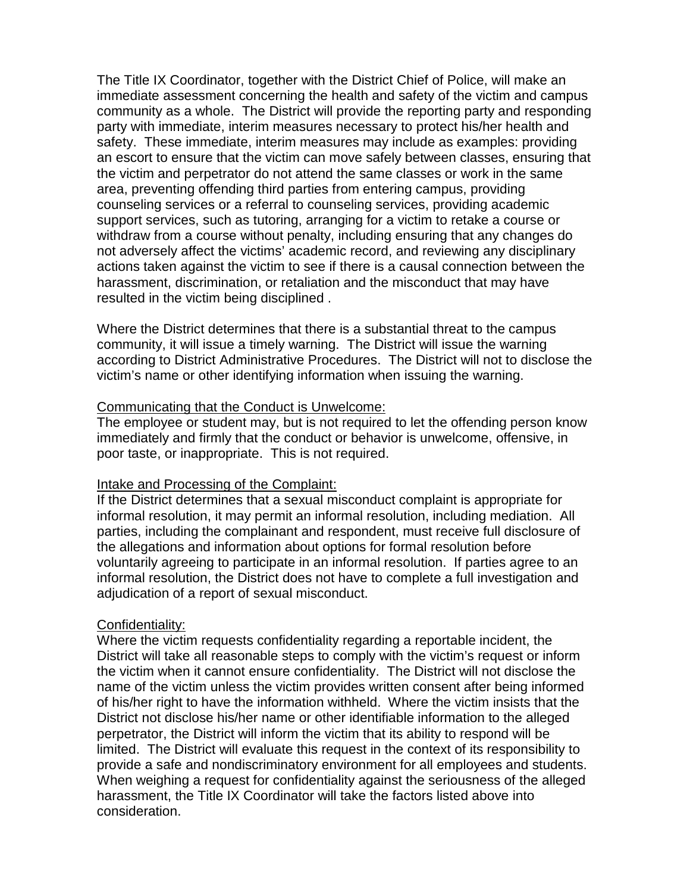The Title IX Coordinator, together with the District Chief of Police, will make an immediate assessment concerning the health and safety of the victim and campus community as a whole. The District will provide the reporting party and responding party with immediate, interim measures necessary to protect his/her health and safety. These immediate, interim measures may include as examples: providing an escort to ensure that the victim can move safely between classes, ensuring that the victim and perpetrator do not attend the same classes or work in the same area, preventing offending third parties from entering campus, providing counseling services or a referral to counseling services, providing academic support services, such as tutoring, arranging for a victim to retake a course or withdraw from a course without penalty, including ensuring that any changes do not adversely affect the victims' academic record, and reviewing any disciplinary actions taken against the victim to see if there is a causal connection between the harassment, discrimination, or retaliation and the misconduct that may have resulted in the victim being disciplined .

Where the District determines that there is a substantial threat to the campus community, it will issue a timely warning. The District will issue the warning according to District Administrative Procedures. The District will not to disclose the victim's name or other identifying information when issuing the warning.

<u>Communicating that the Conduct is Unwelcome:</u>
The employee or student may, but is not required to let the offending person know immediately and firmly that the conduct or behavior is unwelcome, offensive, in poor taste, or inappropriate. This is not required.

<u>Intake and Processing of the Complaint:</u>
If the District determines that a sexual misconduct complaint is appropriate for informal resolution, it may permit an informal resolution, including mediation. All parties, including the complainant and respondent, must receive full disclosure of the allegations and information about options for formal resolution before voluntarily agreeing to participate in an informal resolution. If parties agree to an informal resolution, the District does not have to complete a full investigation and adjudication of a report of sexual misconduct.

<u>Confidentiality:</u>
Where the victim requests confidentiality regarding a reportable incident, the District will take all reasonable steps to comply with the victim's request or inform the victim when it cannot ensure confidentiality. The District will not disclose the name of the victim unless the victim provides written consent after being informed of his/her right to have the information withheld. Where the victim insists that the District not disclose his/her name or other identifiable information to the alleged perpetrator, the District will inform the victim that its ability to respond will be limited. The District will evaluate this request in the context of its responsibility to provide a safe and nondiscriminatory environment for all employees and students. When weighing a request for confidentiality against the seriousness of the alleged harassment, the Title IX Coordinator will take the factors listed above into consideration.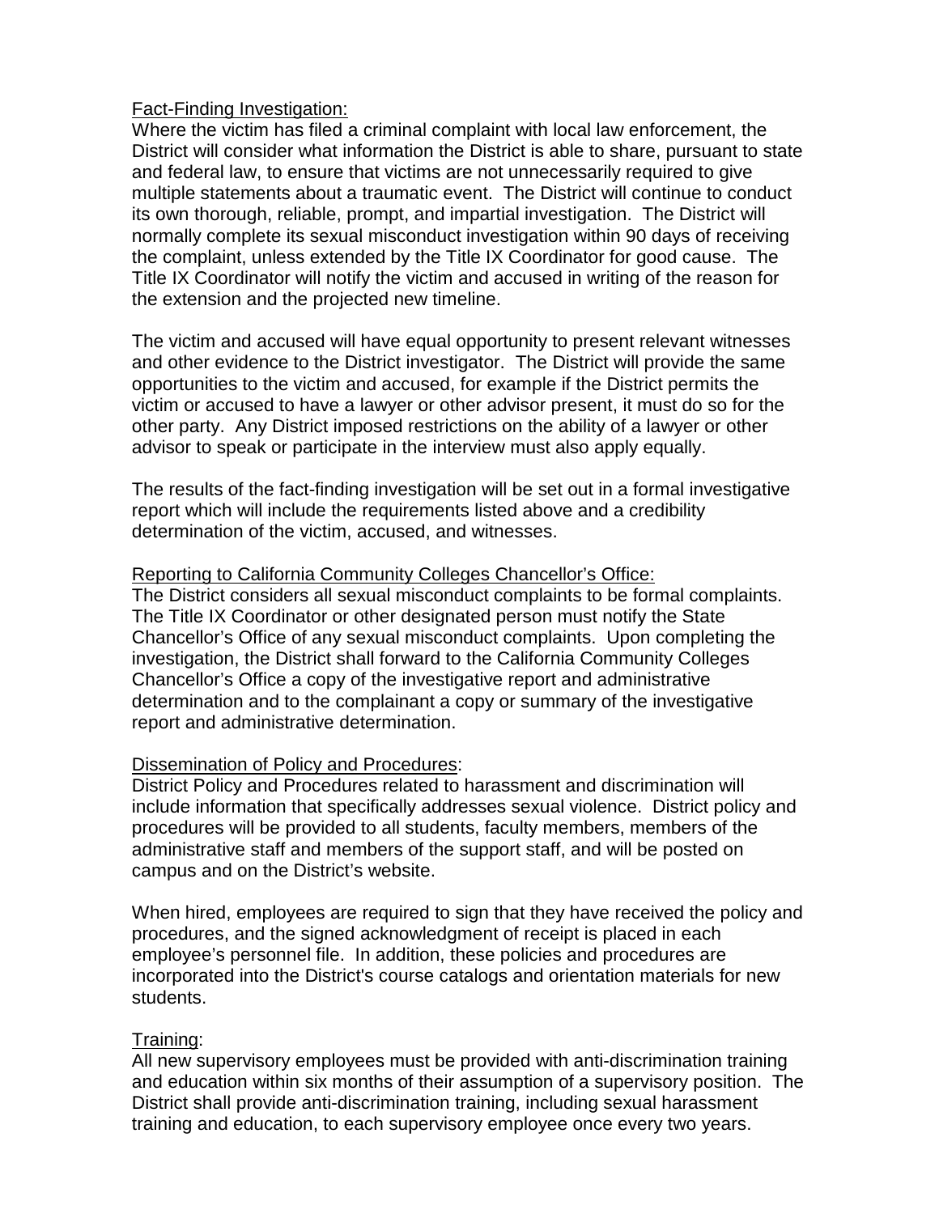<u>Fact-Finding Investigation:</u>
Where the victim has filed a criminal complaint with local law enforcement, the District will consider what information the District is able to share, pursuant to state and federal law, to ensure that victims are not unnecessarily required to give multiple statements about a traumatic event. The District will continue to conduct its own thorough, reliable, prompt, and impartial investigation. The District will normally complete its sexual misconduct investigation within 90 days of receiving the complaint, unless extended by the Title IX Coordinator for good cause. The Title IX Coordinator will notify the victim and accused in writing of the reason for the extension and the projected new timeline.

The victim and accused will have equal opportunity to present relevant witnesses and other evidence to the District investigator. The District will provide the same opportunities to the victim and accused, for example if the District permits the victim or accused to have a lawyer or other advisor present, it must do so for the other party. Any District imposed restrictions on the ability of a lawyer or other advisor to speak or participate in the interview must also apply equally.

The results of the fact-finding investigation will be set out in a formal investigative report which will include the requirements listed above and a credibility determination of the victim, accused, and witnesses.

<u>Reporting to California Community Colleges Chancellor's Office:</u>
The District considers all sexual misconduct complaints to be formal complaints. The Title IX Coordinator or other designated person must notify the State Chancellor's Office of any sexual misconduct complaints. Upon completing the investigation, the District shall forward to the California Community Colleges Chancellor's Office a copy of the investigative report and administrative determination and to the complainant a copy or summary of the investigative report and administrative determination.

<u>Dissemination of Policy and Procedures</u>:
District Policy and Procedures related to harassment and discrimination will include information that specifically addresses sexual violence. District policy and procedures will be provided to all students, faculty members, members of the administrative staff and members of the support staff, and will be posted on campus and on the District's website.

When hired, employees are required to sign that they have received the policy and procedures, and the signed acknowledgment of receipt is placed in each employee's personnel file. In addition, these policies and procedures are incorporated into the District's course catalogs and orientation materials for new students.

<u>Training</u>:
All new supervisory employees must be provided with anti-discrimination training and education within six months of their assumption of a supervisory position. The District shall provide anti-discrimination training, including sexual harassment training and education, to each supervisory employee once every two years.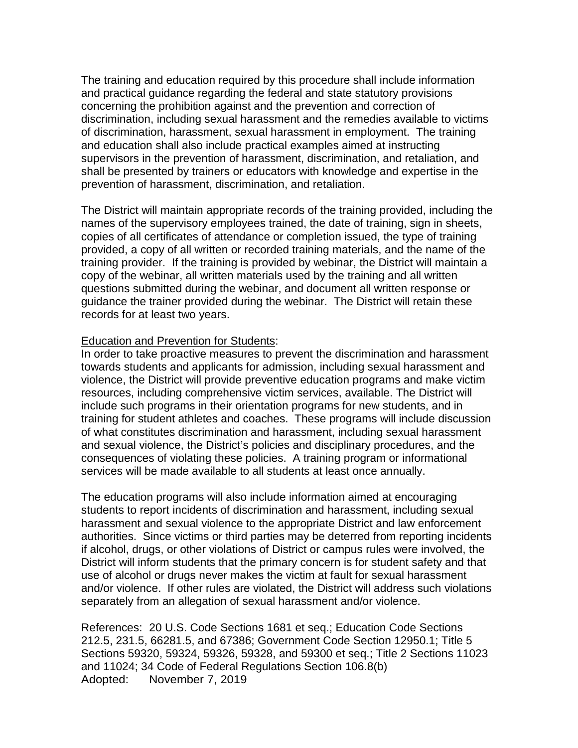The training and education required by this procedure shall include information and practical guidance regarding the federal and state statutory provisions concerning the prohibition against and the prevention and correction of discrimination, including sexual harassment and the remedies available to victims of discrimination, harassment, sexual harassment in employment. The training and education shall also include practical examples aimed at instructing supervisors in the prevention of harassment, discrimination, and retaliation, and shall be presented by trainers or educators with knowledge and expertise in the prevention of harassment, discrimination, and retaliation.

The District will maintain appropriate records of the training provided, including the names of the supervisory employees trained, the date of training, sign in sheets, copies of all certificates of attendance or completion issued, the type of training provided, a copy of all written or recorded training materials, and the name of the training provider. If the training is provided by webinar, the District will maintain a copy of the webinar, all written materials used by the training and all written questions submitted during the webinar, and document all written response or guidance the trainer provided during the webinar. The District will retain these records for at least two years.

<u>Education and Prevention for Students</u>:
In order to take proactive measures to prevent the discrimination and harassment towards students and applicants for admission, including sexual harassment and violence, the District will provide preventive education programs and make victim resources, including comprehensive victim services, available. The District will include such programs in their orientation programs for new students, and in training for student athletes and coaches. These programs will include discussion of what constitutes discrimination and harassment, including sexual harassment and sexual violence, the District's policies and disciplinary procedures, and the consequences of violating these policies. A training program or informational services will be made available to all students at least once annually.

The education programs will also include information aimed at encouraging students to report incidents of discrimination and harassment, including sexual harassment and sexual violence to the appropriate District and law enforcement authorities. Since victims or third parties may be deterred from reporting incidents if alcohol, drugs, or other violations of District or campus rules were involved, the District will inform students that the primary concern is for student safety and that use of alcohol or drugs never makes the victim at fault for sexual harassment and/or violence. If other rules are violated, the District will address such violations separately from an allegation of sexual harassment and/or violence.

References: 20 U.S. Code Sections 1681 et seq.; Education Code Sections 212.5, 231.5, 66281.5, and 67386; Government Code Section 12950.1; Title 5 Sections 59320, 59324, 59326, 59328, and 59300 et seq.; Title 2 Sections 11023 and 11024; 34 Code of Federal Regulations Section 106.8(b)
Adopted: November 7, 2019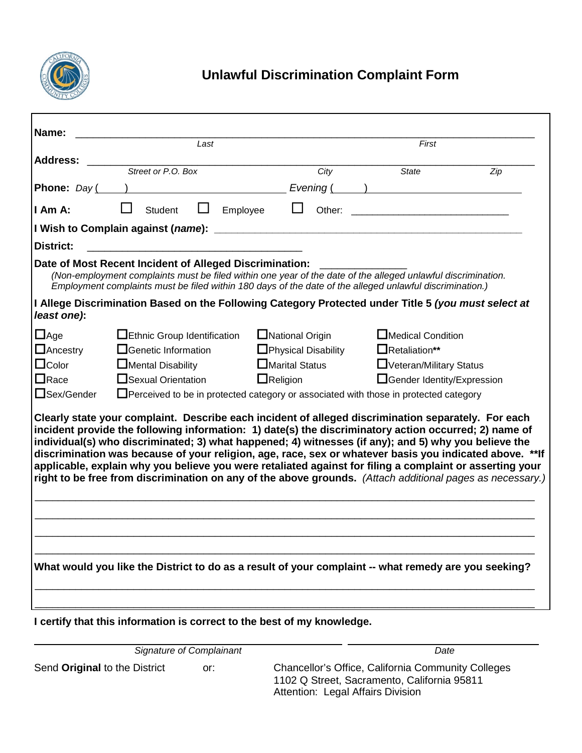# Unlawful Discrimination Complaint Form

**Name:** ______________________________________________________________________________

*Last* *First*

**Address:** ____________________________________________________________________________

*Street or P.O. Box* *City* *State* *Zip*

**Phone:** *Day* (____) ______________________ *Evening* (____) ______________________

**I Am A:** ☐ Student ☐ Employee ☐ Other: ______________________

**I Wish to Complain against (*name*):** ______________________________________________

**District:** ______________________________

**Date of Most Recent Incident of Alleged Discrimination:** ______________

*(Non-employment complaints must be filed within one year of the date of the alleged unlawful discrimination. Employment complaints must be filed within 180 days of the date of the alleged unlawful discrimination.)*

**I Allege Discrimination Based on the Following Category Protected under Title 5 *(you must select at least one)*:**

| | | | |
|---|---|---|---|
| ☐Age | ☐Ethnic Group Identification | ☐National Origin | ☐Medical Condition |
| ☐Ancestry | ☐Genetic Information | ☐Physical Disability | ☐Retaliation** |
| ☐Color | ☐Mental Disability | ☐Marital Status | ☐Veteran/Military Status |
| ☐Race | ☐Sexual Orientation | ☐Religion | ☐Gender Identity/Expression |
| ☐Sex/Gender | ☐Perceived to be in protected category or associated with those in protected category | | |

**Clearly state your complaint. Describe each incident of alleged discrimination separately. For each incident provide the following information: 1) date(s) the discriminatory action occurred; 2) name of individual(s) who discriminated; 3) what happened; 4) witnesses (if any); and 5) why you believe the discrimination was because of your religion, age, race, sex or whatever basis you indicated above. **If applicable, explain why you believe you were retaliated against for filing a complaint or asserting your right to be free from discrimination on any of the above grounds.** *(Attach additional pages as necessary.)*

______________________________________________________________________________

______________________________________________________________________________

______________________________________________________________________________

______________________________________________________________________________

**What would you like the District to do as a result of your complaint -- what remedy are you seeking?**

______________________________________________________________________________

______________________________________________________________________________

**I certify that this information is correct to the best of my knowledge.**

______________________________ ______________________

*Signature of Complainant* *Date*

Send **Original** to the District or: Chancellor's Office, California Community Colleges
1102 Q Street, Sacramento, California 95811
Attention: Legal Affairs Division